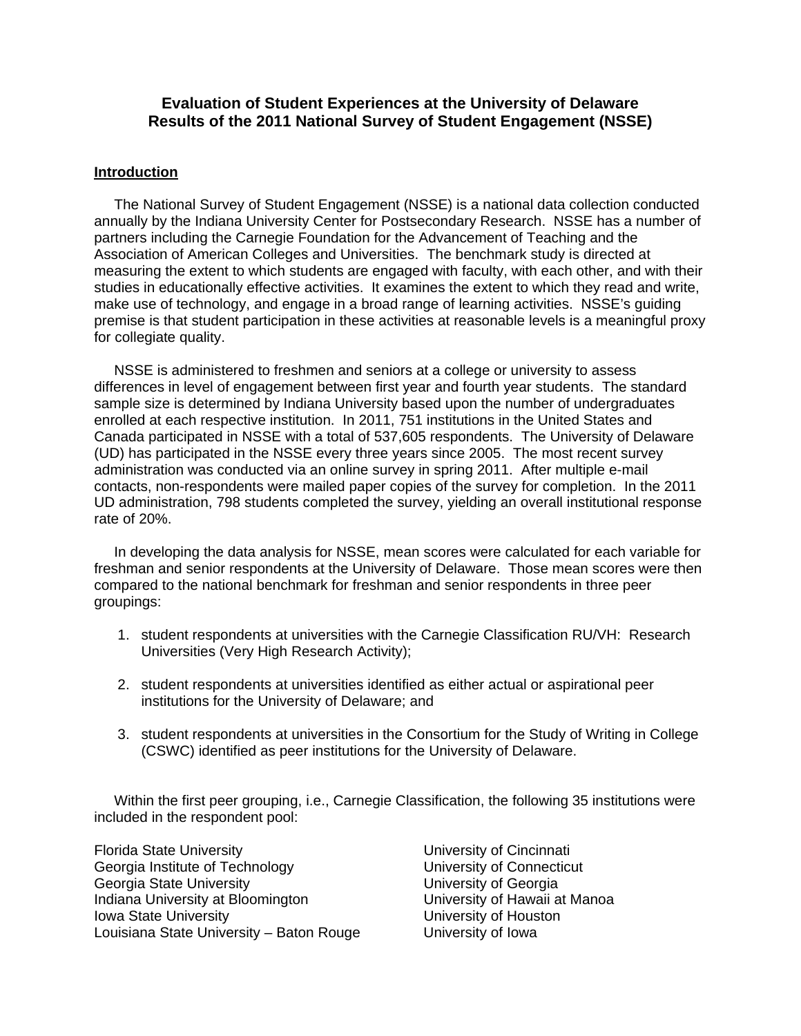# Evaluation of Student Experiences at the University of Delaware
# Results of the 2011 National Survey of Student Engagement (NSSE)

## Introduction

The National Survey of Student Engagement (NSSE) is a national data collection conducted annually by the Indiana University Center for Postsecondary Research. NSSE has a number of partners including the Carnegie Foundation for the Advancement of Teaching and the Association of American Colleges and Universities. The benchmark study is directed at measuring the extent to which students are engaged with faculty, with each other, and with their studies in educationally effective activities. It examines the extent to which they read and write, make use of technology, and engage in a broad range of learning activities. NSSE's guiding premise is that student participation in these activities at reasonable levels is a meaningful proxy for collegiate quality.

NSSE is administered to freshmen and seniors at a college or university to assess differences in level of engagement between first year and fourth year students. The standard sample size is determined by Indiana University based upon the number of undergraduates enrolled at each respective institution. In 2011, 751 institutions in the United States and Canada participated in NSSE with a total of 537,605 respondents. The University of Delaware (UD) has participated in the NSSE every three years since 2005. The most recent survey administration was conducted via an online survey in spring 2011. After multiple e-mail contacts, non-respondents were mailed paper copies of the survey for completion. In the 2011 UD administration, 798 students completed the survey, yielding an overall institutional response rate of 20%.

In developing the data analysis for NSSE, mean scores were calculated for each variable for freshman and senior respondents at the University of Delaware. Those mean scores were then compared to the national benchmark for freshman and senior respondents in three peer groupings:

1. student respondents at universities with the Carnegie Classification RU/VH: Research Universities (Very High Research Activity);

2. student respondents at universities identified as either actual or aspirational peer institutions for the University of Delaware; and

3. student respondents at universities in the Consortium for the Study of Writing in College (CSWC) identified as peer institutions for the University of Delaware.

Within the first peer grouping, i.e., Carnegie Classification, the following 35 institutions were included in the respondent pool:

Florida State University
Georgia Institute of Technology
Georgia State University
Indiana University at Bloomington
Iowa State University
Louisiana State University – Baton Rouge
University of Cincinnati
University of Connecticut
University of Georgia
University of Hawaii at Manoa
University of Houston
University of Iowa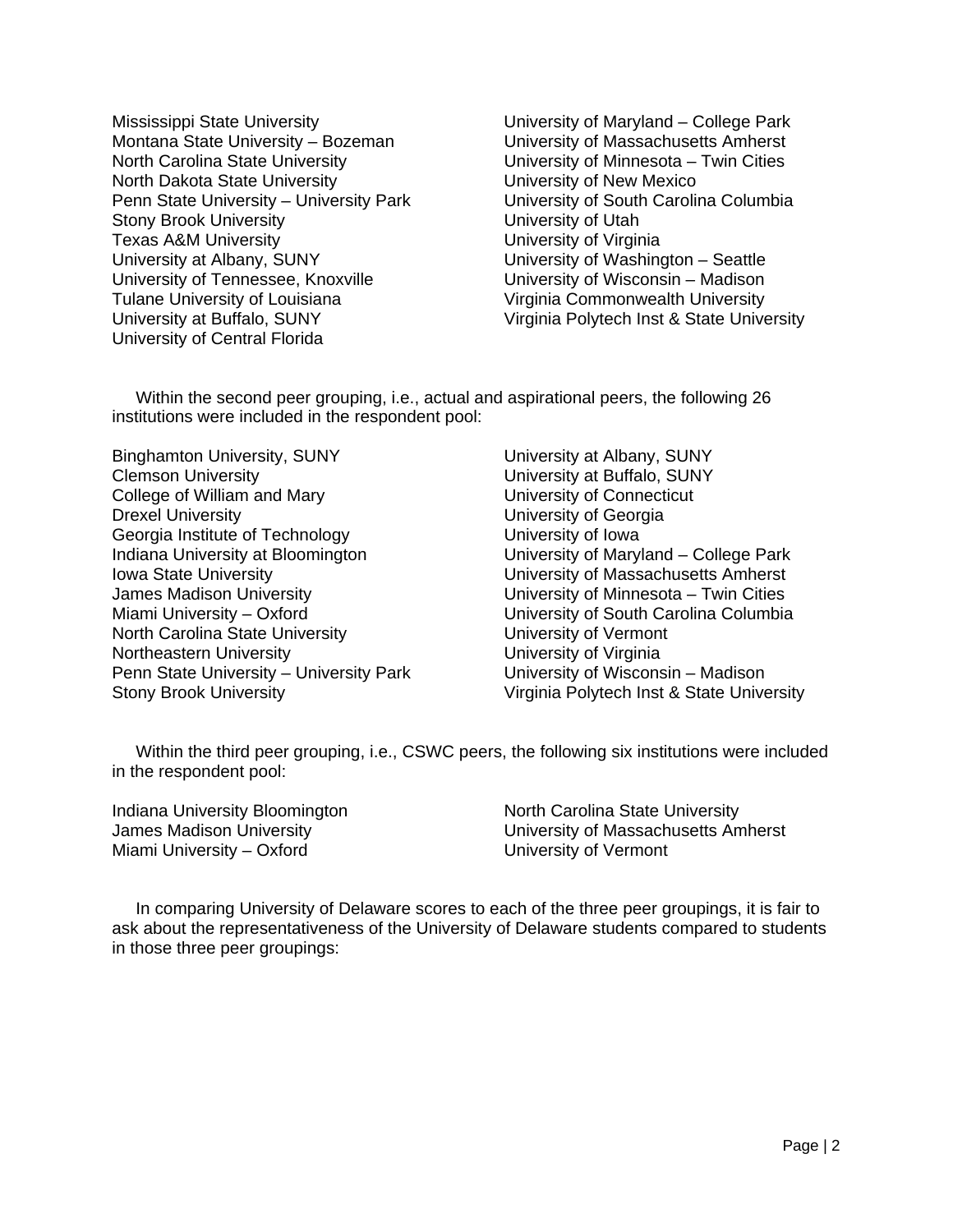- Mississippi State University
- Montana State University – Bozeman
- North Carolina State University
- North Dakota State University
- Penn State University – University Park
- Stony Brook University
- Texas A&M University
- University at Albany, SUNY
- University of Tennessee, Knoxville
- Tulane University of Louisiana
- University at Buffalo, SUNY
- University of Central Florida
- University of Maryland – College Park
- University of Massachusetts Amherst
- University of Minnesota – Twin Cities
- University of New Mexico
- University of South Carolina Columbia
- University of Utah
- University of Virginia
- University of Washington – Seattle
- University of Wisconsin – Madison
- Virginia Commonwealth University
- Virginia Polytech Inst & State University

Within the second peer grouping, i.e., actual and aspirational peers, the following 26 institutions were included in the respondent pool:

- Binghamton University, SUNY
- Clemson University
- College of William and Mary
- Drexel University
- Georgia Institute of Technology
- Indiana University at Bloomington
- Iowa State University
- James Madison University
- Miami University – Oxford
- North Carolina State University
- Northeastern University
- Penn State University – University Park
- Stony Brook University
- University at Albany, SUNY
- University at Buffalo, SUNY
- University of Connecticut
- University of Georgia
- University of Iowa
- University of Maryland – College Park
- University of Massachusetts Amherst
- University of Minnesota – Twin Cities
- University of South Carolina Columbia
- University of Vermont
- University of Virginia
- University of Wisconsin – Madison
- Virginia Polytech Inst & State University

Within the third peer grouping, i.e., CSWC peers, the following six institutions were included in the respondent pool:

- Indiana University Bloomington
- James Madison University
- Miami University – Oxford
- North Carolina State University
- University of Massachusetts Amherst
- University of Vermont

In comparing University of Delaware scores to each of the three peer groupings, it is fair to ask about the representativeness of the University of Delaware students compared to students in those three peer groupings: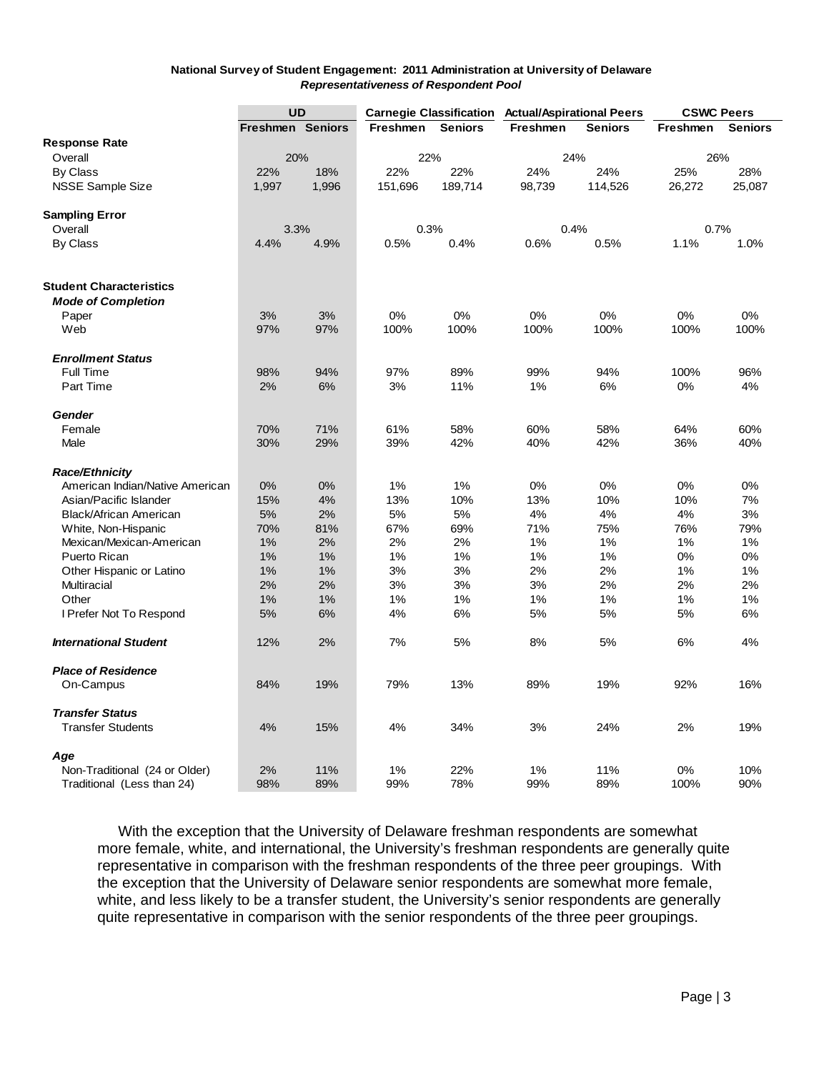**National Survey of Student Engagement: 2011 Administration at University of Delaware**

***Representativeness of Respondent Pool***

| | UD | | Carnegie Classification | | Actual/Aspirational Peers | | CSWC Peers | |
|---|---|---|---|---|---|---|---|---|
| | **Freshmen** | **Seniors** | **Freshmen** | **Seniors** | **Freshmen** | **Seniors** | **Freshmen** | **Seniors** |
| **Response Rate** | | | | | | | | |
| Overall | 20% | | 22% | | 24% | | 26% | |
| By Class | 22% | 18% | 22% | 22% | 24% | 24% | 25% | 28% |
| NSSE Sample Size | 1,997 | 1,996 | 151,696 | 189,714 | 98,739 | 114,526 | 26,272 | 25,087 |
| **Sampling Error** | | | | | | | | |
| Overall | 3.3% | | 0.3% | | 0.4% | | 0.7% | |
| By Class | 4.4% | 4.9% | 0.5% | 0.4% | 0.6% | 0.5% | 1.1% | 1.0% |
| **Student Characteristics** | | | | | | | | |
| ***Mode of Completion*** | | | | | | | | |
| Paper | 3% | 3% | 0% | 0% | 0% | 0% | 0% | 0% |
| Web | 97% | 97% | 100% | 100% | 100% | 100% | 100% | 100% |
| ***Enrollment Status*** | | | | | | | | |
| Full Time | 98% | 94% | 97% | 89% | 99% | 94% | 100% | 96% |
| Part Time | 2% | 6% | 3% | 11% | 1% | 6% | 0% | 4% |
| ***Gender*** | | | | | | | | |
| Female | 70% | 71% | 61% | 58% | 60% | 58% | 64% | 60% |
| Male | 30% | 29% | 39% | 42% | 40% | 42% | 36% | 40% |
| ***Race/Ethnicity*** | | | | | | | | |
| American Indian/Native American | 0% | 0% | 1% | 1% | 0% | 0% | 0% | 0% |
| Asian/Pacific Islander | 15% | 4% | 13% | 10% | 13% | 10% | 10% | 7% |
| Black/African American | 5% | 2% | 5% | 5% | 4% | 4% | 4% | 3% |
| White, Non-Hispanic | 70% | 81% | 67% | 69% | 71% | 75% | 76% | 79% |
| Mexican/Mexican-American | 1% | 2% | 2% | 2% | 1% | 1% | 1% | 1% |
| Puerto Rican | 1% | 1% | 1% | 1% | 1% | 1% | 0% | 0% |
| Other Hispanic or Latino | 1% | 1% | 3% | 3% | 2% | 2% | 1% | 1% |
| Multiracial | 2% | 2% | 3% | 3% | 3% | 2% | 2% | 2% |
| Other | 1% | 1% | 1% | 1% | 1% | 1% | 1% | 1% |
| I Prefer Not To Respond | 5% | 6% | 4% | 6% | 5% | 5% | 5% | 6% |
| ***International Student*** | 12% | 2% | 7% | 5% | 8% | 5% | 6% | 4% |
| ***Place of Residence*** | | | | | | | | |
| On-Campus | 84% | 19% | 79% | 13% | 89% | 19% | 92% | 16% |
| ***Transfer Status*** | | | | | | | | |
| Transfer Students | 4% | 15% | 4% | 34% | 3% | 24% | 2% | 19% |
| ***Age*** | | | | | | | | |
| Non-Traditional (24 or Older) | 2% | 11% | 1% | 22% | 1% | 11% | 0% | 10% |
| Traditional (Less than 24) | 98% | 89% | 99% | 78% | 99% | 89% | 100% | 90% |

With the exception that the University of Delaware freshman respondents are somewhat more female, white, and international, the University's freshman respondents are generally quite representative in comparison with the freshman respondents of the three peer groupings. With the exception that the University of Delaware senior respondents are somewhat more female, white, and less likely to be a transfer student, the University's senior respondents are generally quite representative in comparison with the senior respondents of the three peer groupings.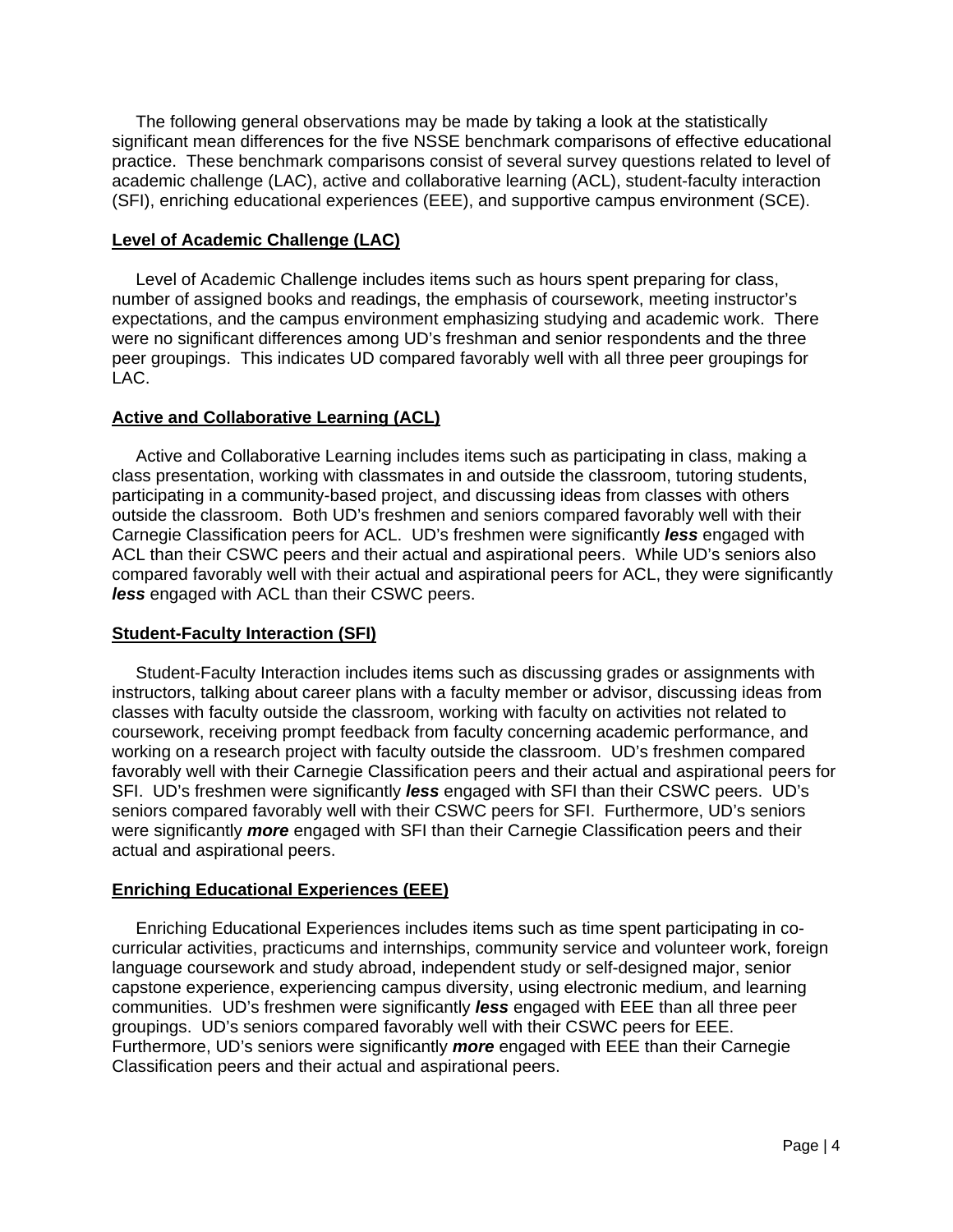The following general observations may be made by taking a look at the statistically significant mean differences for the five NSSE benchmark comparisons of effective educational practice. These benchmark comparisons consist of several survey questions related to level of academic challenge (LAC), active and collaborative learning (ACL), student-faculty interaction (SFI), enriching educational experiences (EEE), and supportive campus environment (SCE).

**Level of Academic Challenge (LAC)**

Level of Academic Challenge includes items such as hours spent preparing for class, number of assigned books and readings, the emphasis of coursework, meeting instructor's expectations, and the campus environment emphasizing studying and academic work. There were no significant differences among UD's freshman and senior respondents and the three peer groupings. This indicates UD compared favorably well with all three peer groupings for LAC.

**Active and Collaborative Learning (ACL)**

Active and Collaborative Learning includes items such as participating in class, making a class presentation, working with classmates in and outside the classroom, tutoring students, participating in a community-based project, and discussing ideas from classes with others outside the classroom. Both UD's freshmen and seniors compared favorably well with their Carnegie Classification peers for ACL. UD's freshmen were significantly ***less*** engaged with ACL than their CSWC peers and their actual and aspirational peers. While UD's seniors also compared favorably well with their actual and aspirational peers for ACL, they were significantly ***less*** engaged with ACL than their CSWC peers.

**Student-Faculty Interaction (SFI)**

Student-Faculty Interaction includes items such as discussing grades or assignments with instructors, talking about career plans with a faculty member or advisor, discussing ideas from classes with faculty outside the classroom, working with faculty on activities not related to coursework, receiving prompt feedback from faculty concerning academic performance, and working on a research project with faculty outside the classroom. UD's freshmen compared favorably well with their Carnegie Classification peers and their actual and aspirational peers for SFI. UD's freshmen were significantly ***less*** engaged with SFI than their CSWC peers. UD's seniors compared favorably well with their CSWC peers for SFI. Furthermore, UD's seniors were significantly ***more*** engaged with SFI than their Carnegie Classification peers and their actual and aspirational peers.

**Enriching Educational Experiences (EEE)**

Enriching Educational Experiences includes items such as time spent participating in co-curricular activities, practicums and internships, community service and volunteer work, foreign language coursework and study abroad, independent study or self-designed major, senior capstone experience, experiencing campus diversity, using electronic medium, and learning communities. UD's freshmen were significantly ***less*** engaged with EEE than all three peer groupings. UD's seniors compared favorably well with their CSWC peers for EEE. Furthermore, UD's seniors were significantly ***more*** engaged with EEE than their Carnegie Classification peers and their actual and aspirational peers.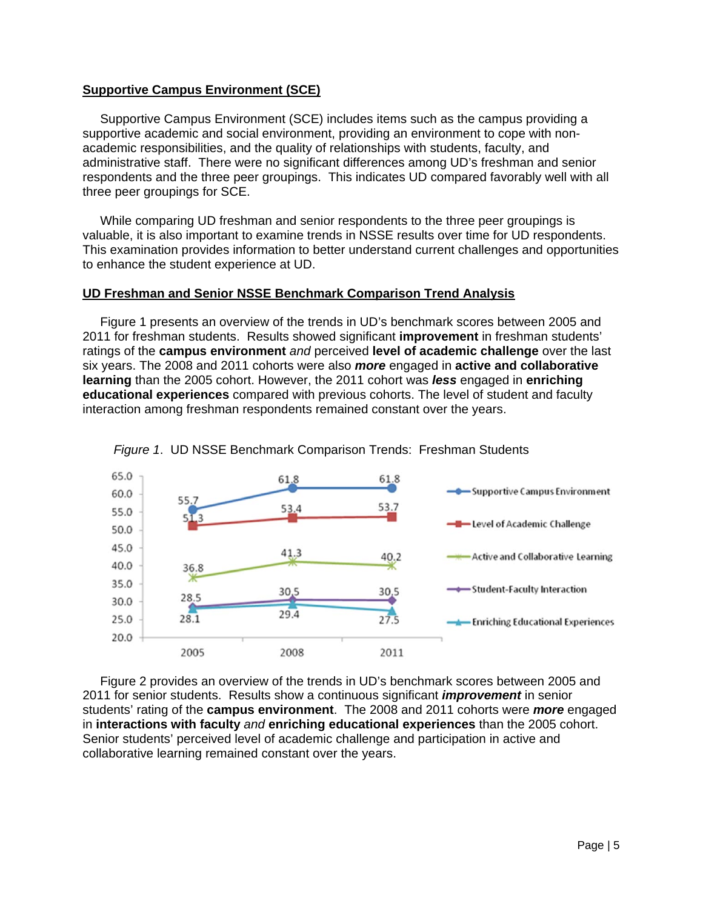## Supportive Campus Environment (SCE)

Supportive Campus Environment (SCE) includes items such as the campus providing a supportive academic and social environment, providing an environment to cope with non-academic responsibilities, and the quality of relationships with students, faculty, and administrative staff. There were no significant differences among UD's freshman and senior respondents and the three peer groupings. This indicates UD compared favorably well with all three peer groupings for SCE.

While comparing UD freshman and senior respondents to the three peer groupings is valuable, it is also important to examine trends in NSSE results over time for UD respondents. This examination provides information to better understand current challenges and opportunities to enhance the student experience at UD.

## UD Freshman and Senior NSSE Benchmark Comparison Trend Analysis

Figure 1 presents an overview of the trends in UD's benchmark scores between 2005 and 2011 for freshman students. Results showed significant **improvement** in freshman students' ratings of the **campus environment** *and* perceived **level of academic challenge** over the last six years. The 2008 and 2011 cohorts were also ***more*** engaged in **active and collaborative learning** than the 2005 cohort. However, the 2011 cohort was ***less*** engaged in **enriching educational experiences** compared with previous cohorts. The level of student and faculty interaction among freshman respondents remained constant over the years.

*Figure 1*. UD NSSE Benchmark Comparison Trends: Freshman Students

| Benchmark | 2005 | 2008 | 2011 |
|---|---|---|---|
| Supportive Campus Environment | 55.7 | 61.8 | 61.8 |
| Level of Academic Challenge | 51.3 | 53.4 | 53.7 |
| Active and Collaborative Learning | 36.8 | 41.3 | 40.2 |
| Student-Faculty Interaction | 28.5 | 30.5 | 30.5 |
| Enriching Educational Experiences | 28.1 | 29.4 | 27.5 |

Figure 2 provides an overview of the trends in UD's benchmark scores between 2005 and 2011 for senior students. Results show a continuous significant ***improvement*** in senior students' rating of the **campus environment**. The 2008 and 2011 cohorts were ***more*** engaged in **interactions with faculty** *and* **enriching educational experiences** than the 2005 cohort. Senior students' perceived level of academic challenge and participation in active and collaborative learning remained constant over the years.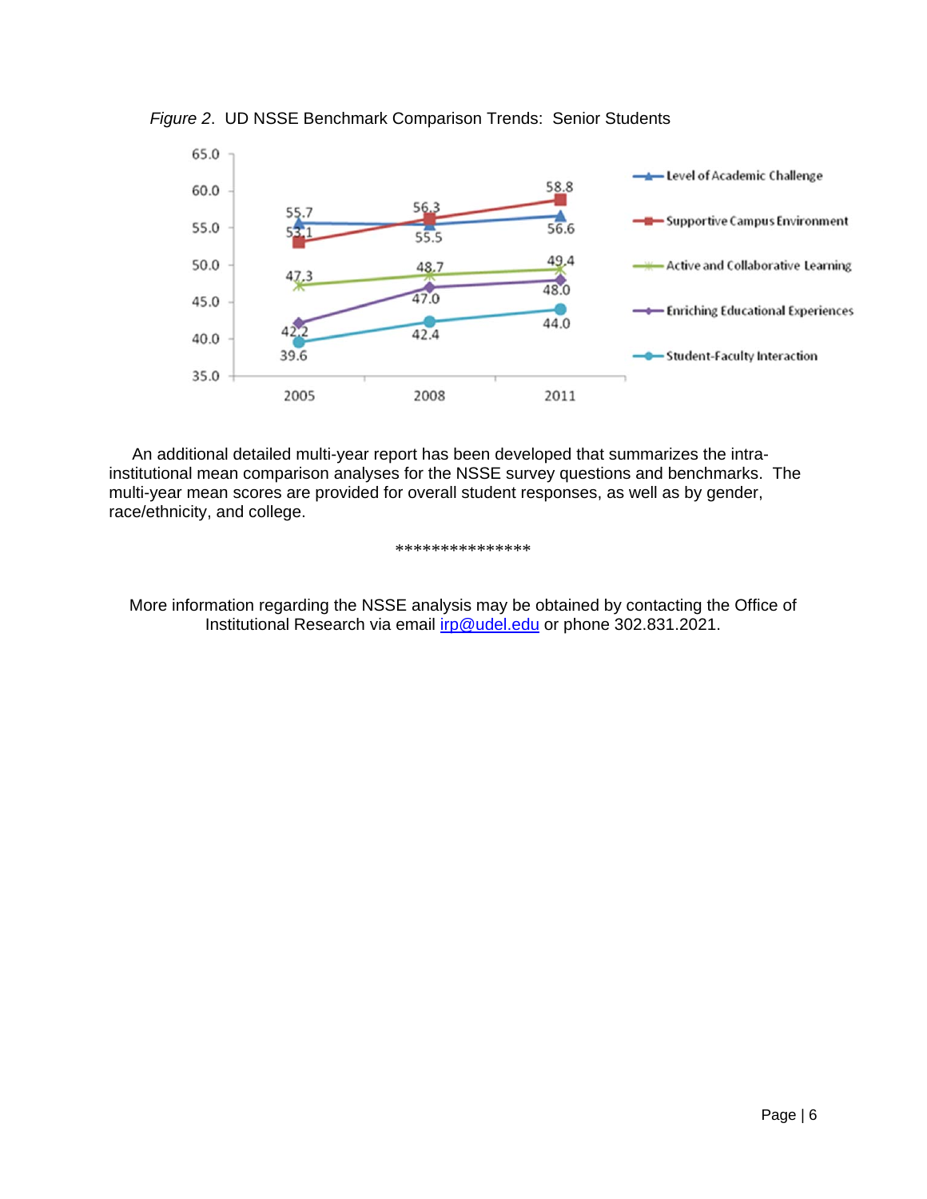*Figure 2*. UD NSSE Benchmark Comparison Trends: Senior Students

65.0
60.0
55.0
50.0
45.0
40.0
35.0

2005
2008
2011

55.7
53.1
47.3
42.2
39.6
56.3
55.5
48.7
47.0
42.4
58.8
56.6
49.4
48.0
44.0

Level of Academic Challenge
Supportive Campus Environment
Active and Collaborative Learning
Enriching Educational Experiences
Student-Faculty Interaction

An additional detailed multi-year report has been developed that summarizes the intra-institutional mean comparison analyses for the NSSE survey questions and benchmarks. The multi-year mean scores are provided for overall student responses, as well as by gender, race/ethnicity, and college.

***************

More information regarding the NSSE analysis may be obtained by contacting the Office of Institutional Research via email [irp@udel.edu](mailto:irp@udel.edu) or phone 302.831.2021.